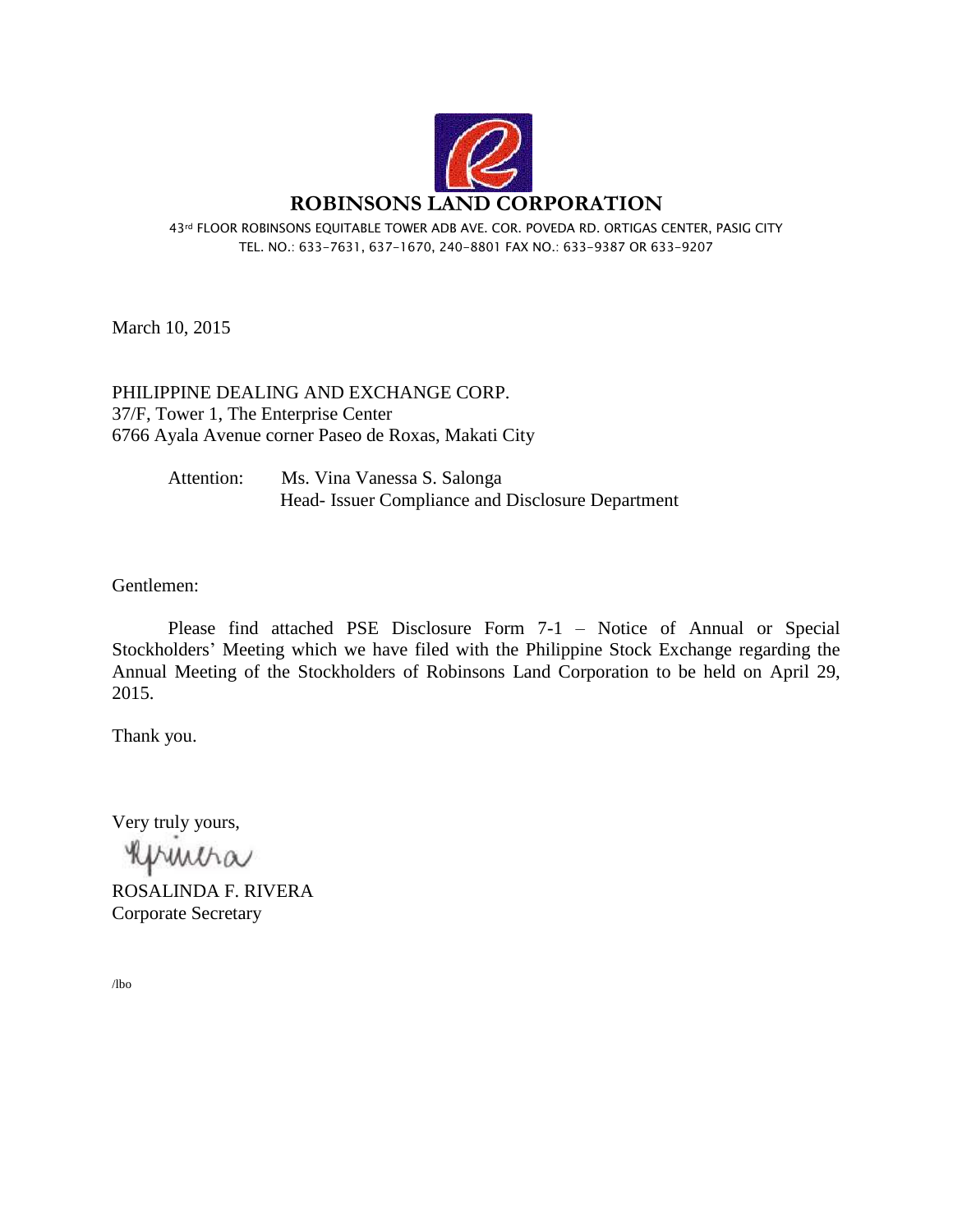# ROBINSONS LAND CORPORATION

43rd FLOOR ROBINSONS EQUITABLE TOWER ADB AVE. COR. POVEDA RD. ORTIGAS CENTER, PASIG CITY
TEL. NO.: 633-7631, 637-1670, 240-8801 FAX NO.: 633-9387 OR 633-9207

March 10, 2015

PHILIPPINE DEALING AND EXCHANGE CORP.
37/F, Tower 1, The Enterprise Center
6766 Ayala Avenue corner Paseo de Roxas, Makati City

Attention: Ms. Vina Vanessa S. Salonga
Head- Issuer Compliance and Disclosure Department

Gentlemen:

Please find attached PSE Disclosure Form 7-1 – Notice of Annual or Special Stockholders' Meeting which we have filed with the Philippine Stock Exchange regarding the Annual Meeting of the Stockholders of Robinsons Land Corporation to be held on April 29, 2015.

Thank you.

Very truly yours,

ROSALINDA F. RIVERA
Corporate Secretary

/lbo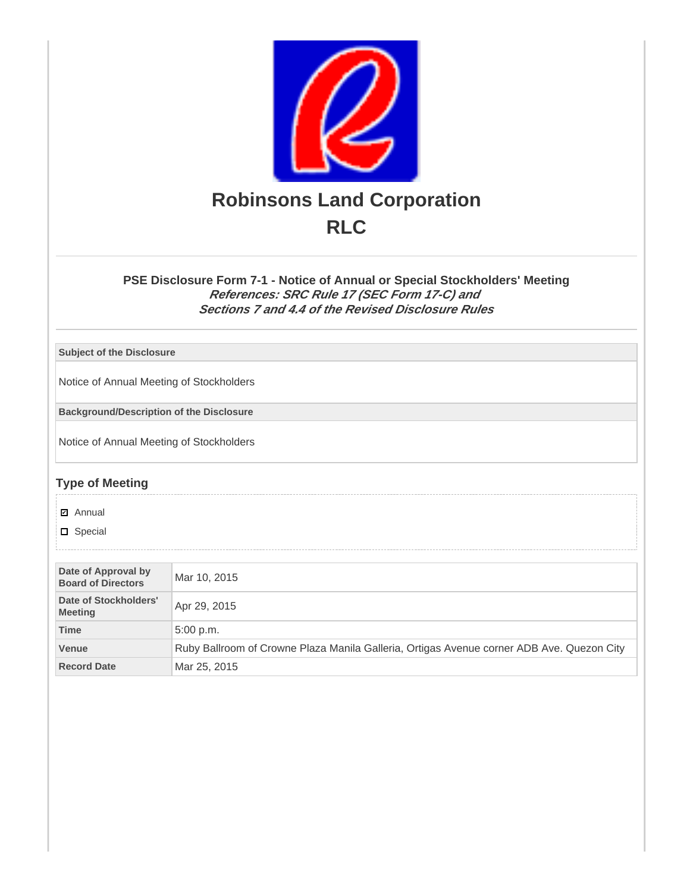# Robinsons Land Corporation

# RLC

### PSE Disclosure Form 7-1 - Notice of Annual or Special Stockholders' Meeting

***References: SRC Rule 17 (SEC Form 17-C) and Sections 7 and 4.4 of the Revised Disclosure Rules***

| Subject of the Disclosure |
|---|
| Notice of Annual Meeting of Stockholders |

| Background/Description of the Disclosure |
|---|
| Notice of Annual Meeting of Stockholders |

## Type of Meeting

- [x] Annual
- [ ] Special

| | |
|---|---|
| **Date of Approval by Board of Directors** | Mar 10, 2015 |
| **Date of Stockholders' Meeting** | Apr 29, 2015 |
| **Time** | 5:00 p.m. |
| **Venue** | Ruby Ballroom of Crowne Plaza Manila Galleria, Ortigas Avenue corner ADB Ave. Quezon City |
| **Record Date** | Mar 25, 2015 |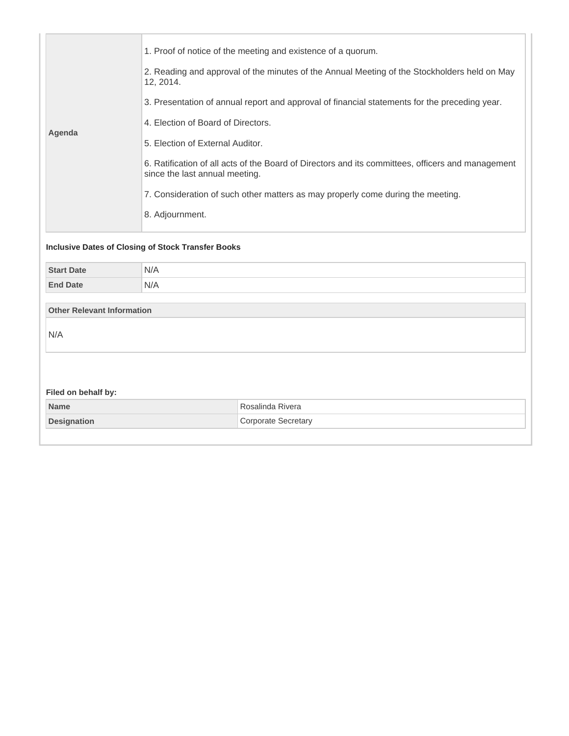| | |
|---|---|
| Agenda | 1. Proof of notice of the meeting and existence of a quorum.<br><br>2. Reading and approval of the minutes of the Annual Meeting of the Stockholders held on May 12, 2014.<br><br>3. Presentation of annual report and approval of financial statements for the preceding year.<br><br>4. Election of Board of Directors.<br><br>5. Election of External Auditor.<br><br>6. Ratification of all acts of the Board of Directors and its committees, officers and management since the last annual meeting.<br><br>7. Consideration of such other matters as may properly come during the meeting.<br><br>8. Adjournment. |

**Inclusive Dates of Closing of Stock Transfer Books**

| | |
|---|---|
| **Start Date** | N/A |
| **End Date** | N/A |

| **Other Relevant Information** |
|---|
| N/A |

**Filed on behalf by:**

| | |
|---|---|
| **Name** | Rosalinda Rivera |
| **Designation** | Corporate Secretary |